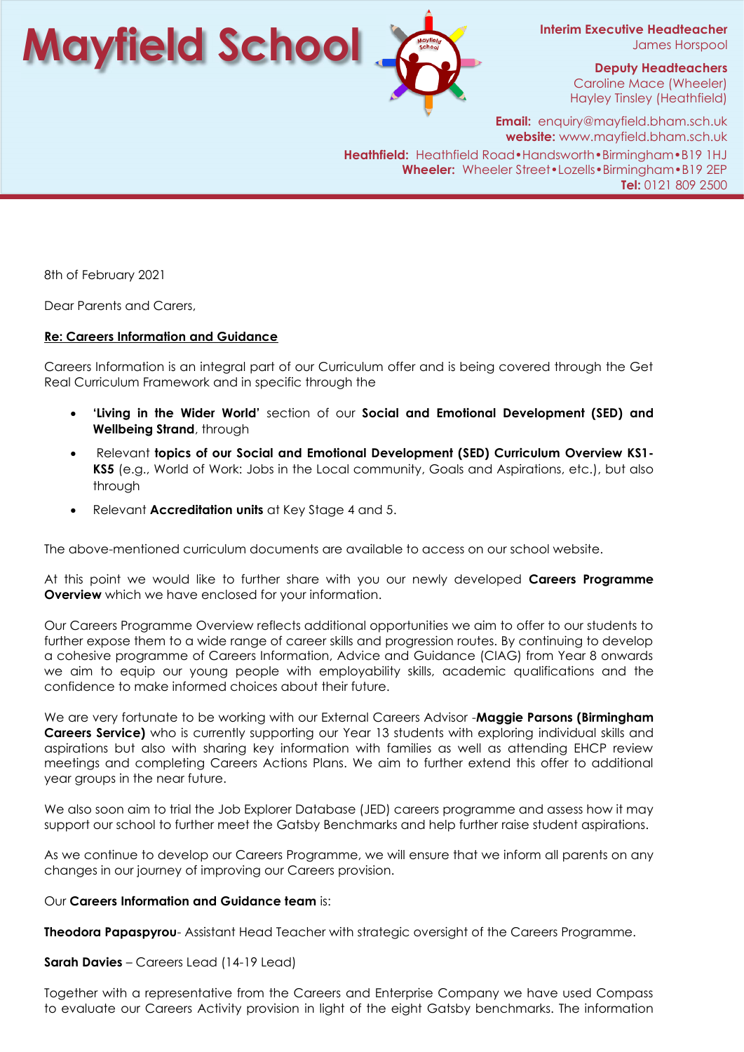# Mayfield School

**Interim Executive Headteacher**
James Horspool

**Deputy Headteachers**
Caroline Mace (Wheeler)
Hayley Tinsley (Heathfield)

**Email:** enquiry@mayfield.bham.sch.uk
**website:** www.mayfield.bham.sch.uk

**Heathfield:** Heathfield Road•Handsworth•Birmingham•B19 1HJ
**Wheeler:** Wheeler Street•Lozells•Birmingham•B19 2EP
**Tel:** 0121 809 2500

8th of February 2021

Dear Parents and Carers,

**Re: Careers Information and Guidance**

Careers Information is an integral part of our Curriculum offer and is being covered through the Get Real Curriculum Framework and in specific through the

- **'Living in the Wider World'** section of our **Social and Emotional Development (SED) and Wellbeing Strand**, through
- Relevant **topics of our Social and Emotional Development (SED) Curriculum Overview KS1-KS5** (e.g., World of Work: Jobs in the Local community, Goals and Aspirations, etc.), but also through
- Relevant **Accreditation units** at Key Stage 4 and 5.

The above-mentioned curriculum documents are available to access on our school website.

At this point we would like to further share with you our newly developed **Careers Programme Overview** which we have enclosed for your information.

Our Careers Programme Overview reflects additional opportunities we aim to offer to our students to further expose them to a wide range of career skills and progression routes. By continuing to develop a cohesive programme of Careers Information, Advice and Guidance (CIAG) from Year 8 onwards we aim to equip our young people with employability skills, academic qualifications and the confidence to make informed choices about their future.

We are very fortunate to be working with our External Careers Advisor -**Maggie Parsons (Birmingham Careers Service)** who is currently supporting our Year 13 students with exploring individual skills and aspirations but also with sharing key information with families as well as attending EHCP review meetings and completing Careers Actions Plans. We aim to further extend this offer to additional year groups in the near future.

We also soon aim to trial the Job Explorer Database (JED) careers programme and assess how it may support our school to further meet the Gatsby Benchmarks and help further raise student aspirations.

As we continue to develop our Careers Programme, we will ensure that we inform all parents on any changes in our journey of improving our Careers provision.

Our **Careers Information and Guidance team** is:

**Theodora Papaspyrou**- Assistant Head Teacher with strategic oversight of the Careers Programme.

**Sarah Davies** – Careers Lead (14-19 Lead)

Together with a representative from the Careers and Enterprise Company we have used Compass to evaluate our Careers Activity provision in light of the eight Gatsby benchmarks. The information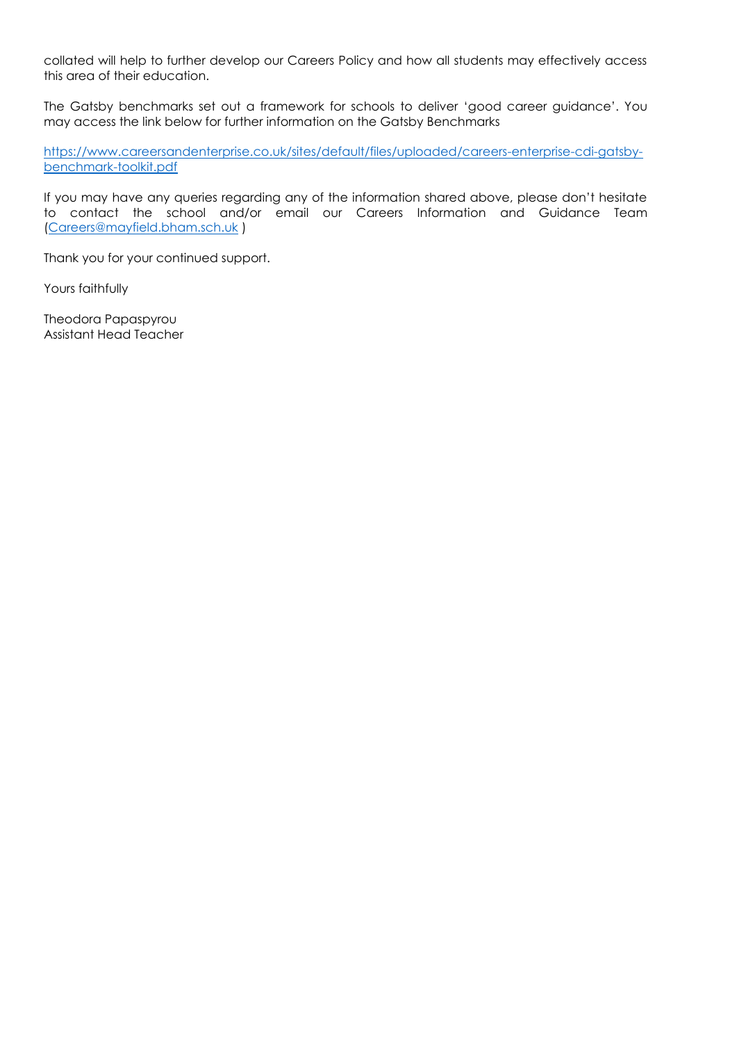collated will help to further develop our Careers Policy and how all students may effectively access this area of their education.

The Gatsby benchmarks set out a framework for schools to deliver 'good career guidance'. You may access the link below for further information on the Gatsby Benchmarks

[https://www.careersandenterprise.co.uk/sites/default/files/uploaded/careers-enterprise-cdi-gatsby-benchmark-toolkit.pdf](https://www.careersandenterprise.co.uk/sites/default/files/uploaded/careers-enterprise-cdi-gatsby-benchmark-toolkit.pdf)

If you may have any queries regarding any of the information shared above, please don't hesitate to contact the school and/or email our Careers Information and Guidance Team ([Careers@mayfield.bham.sch.uk](mailto:Careers@mayfield.bham.sch.uk) )

Thank you for your continued support.

Yours faithfully

Theodora Papaspyrou
Assistant Head Teacher